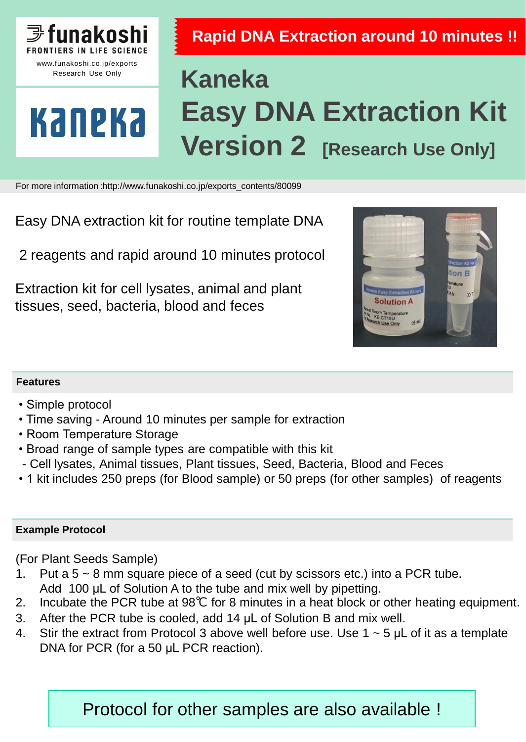funakoshi
FRONTIERS IN LIFE SCIENCE
www.funakoshi.co.jp/exports
Research Use Only

kaneka

**Rapid DNA Extraction around 10 minutes !!**

# Kaneka Easy DNA Extraction Kit Version 2 [Research Use Only]

For more information :http://www.funakoshi.co.jp/exports_contents/80099

Easy DNA extraction kit for routine template DNA

2 reagents and rapid around 10 minutes protocol

Extraction kit for cell lysates, animal and plant tissues, seed, bacteria, blood and feces

## Features

- Simple protocol
- Time saving - Around 10 minutes per sample for extraction
- Room Temperature Storage
- Broad range of sample types are compatible with this kit
  - Cell lysates, Animal tissues, Plant tissues, Seed, Bacteria, Blood and Feces
- 1 kit includes 250 preps (for Blood sample) or 50 preps (for other samples) of reagents

## Example Protocol

(For Plant Seeds Sample)

1. Put a 5 ~ 8 mm square piece of a seed (cut by scissors etc.) into a PCR tube. Add 100 µL of Solution A to the tube and mix well by pipetting.
2. Incubate the PCR tube at 98℃ for 8 minutes in a heat block or other heating equipment.
3. After the PCR tube is cooled, add 14 µL of Solution B and mix well.
4. Stir the extract from Protocol 3 above well before use. Use 1 ~ 5 µL of it as a template DNA for PCR (for a 50 µL PCR reaction).

Protocol for other samples are also available !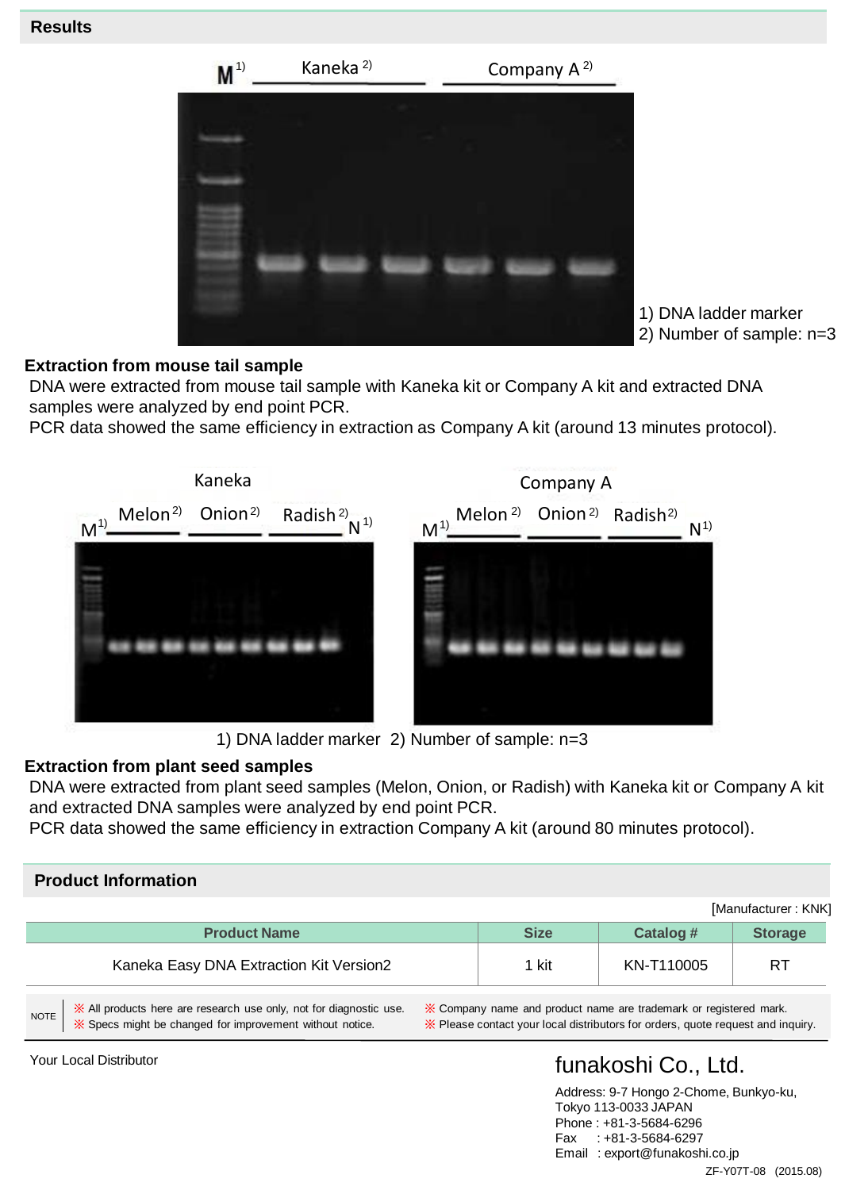## Results

M [1) ] Kaneka [2) ] Company A [2) ]

1) DNA ladder marker
2) Number of sample: n=3

**Extraction from mouse tail sample**

DNA were extracted from mouse tail sample with Kaneka kit or Company A kit and extracted DNA samples were analyzed by end point PCR.
PCR data showed the same efficiency in extraction as Company A kit (around 13 minutes protocol).

Kaneka
M [1)] Melon [2)] Onion [2)] Radish [2)] N [1)]

Company A
M [1)] Melon [2)] Onion [2)] Radish [2)] N [1)]

1) DNA ladder marker 2) Number of sample: n=3

**Extraction from plant seed samples**

DNA were extracted from plant seed samples (Melon, Onion, or Radish) with Kaneka kit or Company A kit and extracted DNA samples were analyzed by end point PCR.
PCR data showed the same efficiency in extraction Company A kit (around 80 minutes protocol).

## Product Information

[Manufacturer : KNK]

| Product Name | Size | Catalog # | Storage |
|---|---|---|---|
| Kaneka Easy DNA Extraction Kit Version2 | 1 kit | KN-T110005 | RT |

NOTE
※ All products here are research use only, not for diagnostic use.
※ Specs might be changed for improvement without notice.
※ Company name and product name are trademark or registered mark.
※ Please contact your local distributors for orders, quote request and inquiry.

Your Local Distributor

**funakoshi Co., Ltd.**

Address: 9-7 Hongo 2-Chome, Bunkyo-ku,
Tokyo 113-0033 JAPAN
Phone : +81-3-5684-6296
Fax : +81-3-5684-6297
Email : export@funakoshi.co.jp

ZF-Y07T-08 (2015.08)